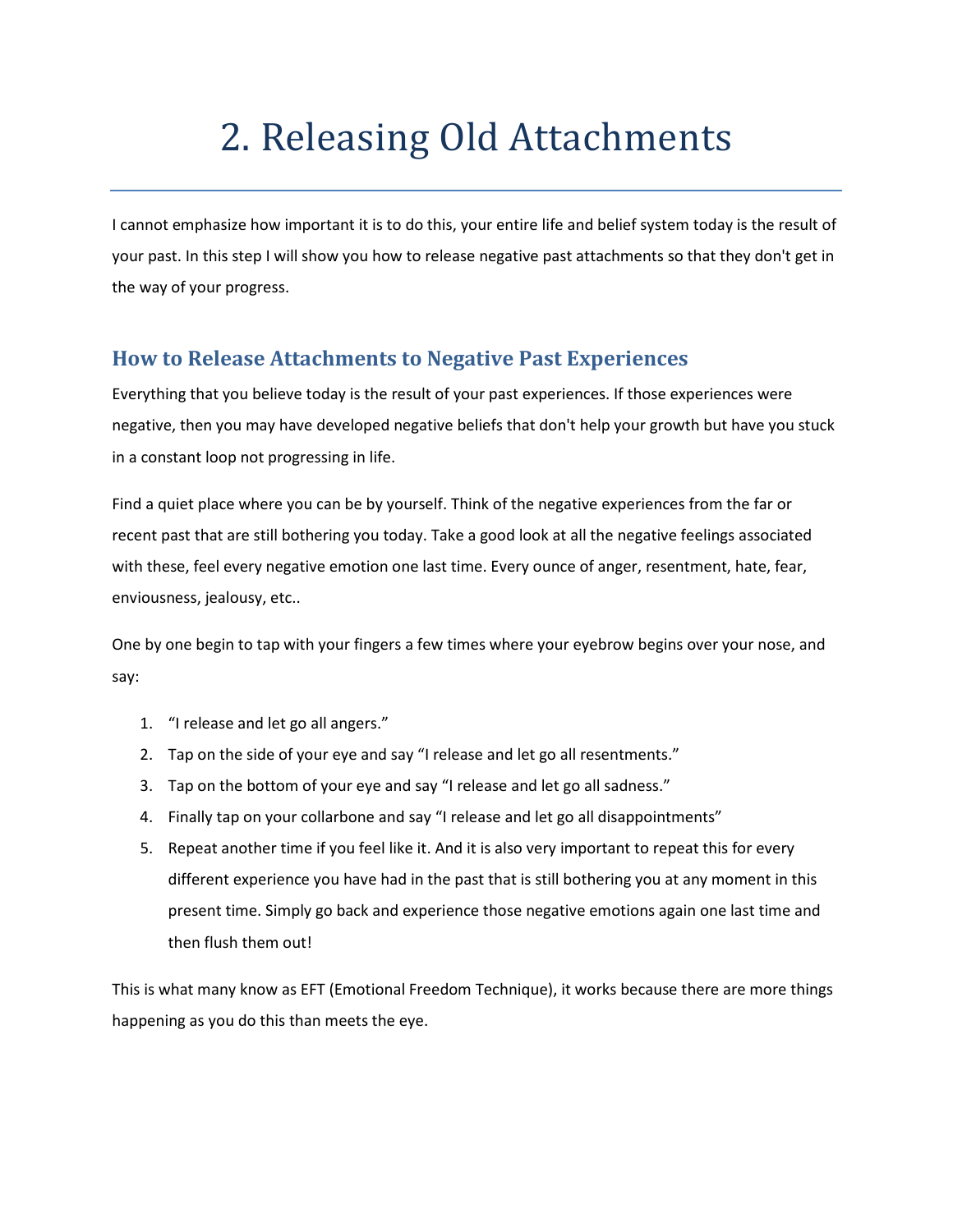# 2. Releasing Old Attachments

I cannot emphasize how important it is to do this, your entire life and belief system today is the result of your past. In this step I will show you how to release negative past attachments so that they don't get in the way of your progress.

## How to Release Attachments to Negative Past Experiences

Everything that you believe today is the result of your past experiences. If those experiences were negative, then you may have developed negative beliefs that don't help your growth but have you stuck in a constant loop not progressing in life.

Find a quiet place where you can be by yourself. Think of the negative experiences from the far or recent past that are still bothering you today. Take a good look at all the negative feelings associated with these, feel every negative emotion one last time. Every ounce of anger, resentment, hate, fear, enviousness, jealousy, etc..

One by one begin to tap with your fingers a few times where your eyebrow begins over your nose, and say:

1. "I release and let go all angers."
2. Tap on the side of your eye and say "I release and let go all resentments."
3. Tap on the bottom of your eye and say "I release and let go all sadness."
4. Finally tap on your collarbone and say "I release and let go all disappointments"
5. Repeat another time if you feel like it. And it is also very important to repeat this for every different experience you have had in the past that is still bothering you at any moment in this present time. Simply go back and experience those negative emotions again one last time and then flush them out!

This is what many know as EFT (Emotional Freedom Technique), it works because there are more things happening as you do this than meets the eye.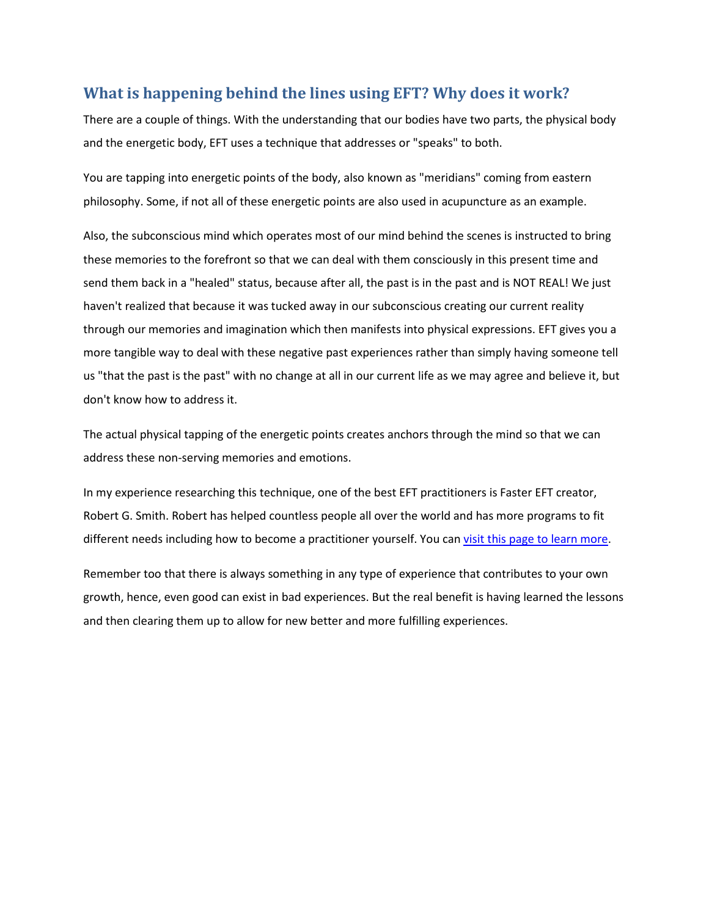## What is happening behind the lines using EFT? Why does it work?

There are a couple of things. With the understanding that our bodies have two parts, the physical body and the energetic body, EFT uses a technique that addresses or "speaks" to both.

You are tapping into energetic points of the body, also known as "meridians" coming from eastern philosophy. Some, if not all of these energetic points are also used in acupuncture as an example.

Also, the subconscious mind which operates most of our mind behind the scenes is instructed to bring these memories to the forefront so that we can deal with them consciously in this present time and send them back in a "healed" status, because after all, the past is in the past and is NOT REAL! We just haven't realized that because it was tucked away in our subconscious creating our current reality through our memories and imagination which then manifests into physical expressions. EFT gives you a more tangible way to deal with these negative past experiences rather than simply having someone tell us "that the past is the past" with no change at all in our current life as we may agree and believe it, but don't know how to address it.

The actual physical tapping of the energetic points creates anchors through the mind so that we can address these non-serving memories and emotions.

In my experience researching this technique, one of the best EFT practitioners is Faster EFT creator, Robert G. Smith. Robert has helped countless people all over the world and has more programs to fit different needs including how to become a practitioner yourself. You can visit this page to learn more.

Remember too that there is always something in any type of experience that contributes to your own growth, hence, even good can exist in bad experiences. But the real benefit is having learned the lessons and then clearing them up to allow for new better and more fulfilling experiences.